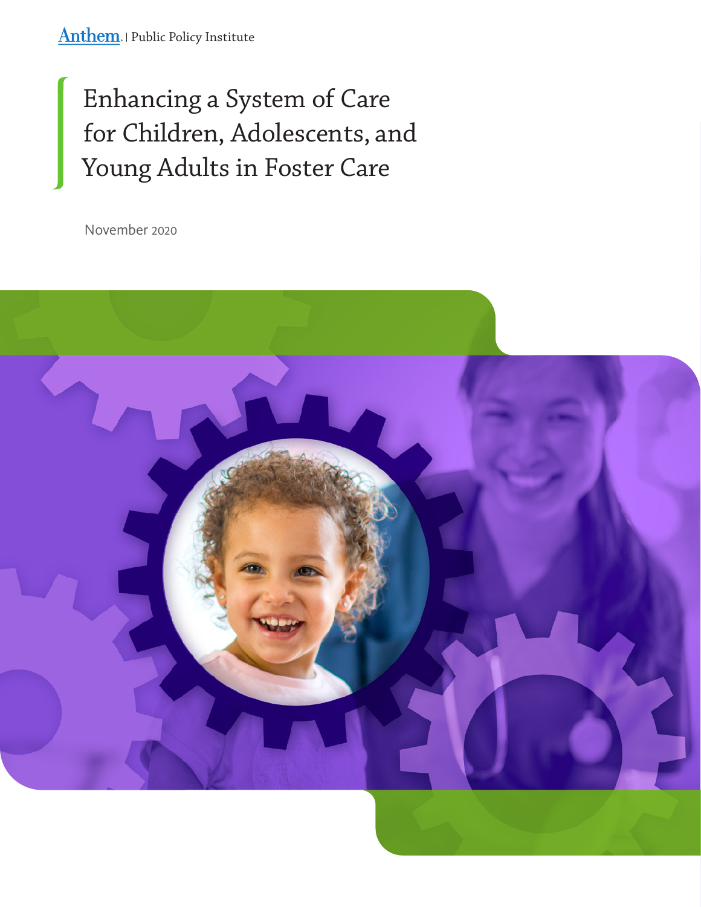Anthem. | Public Policy Institute

# Enhancing a System of Care for Children, Adolescents, and Young Adults in Foster Care

November 2020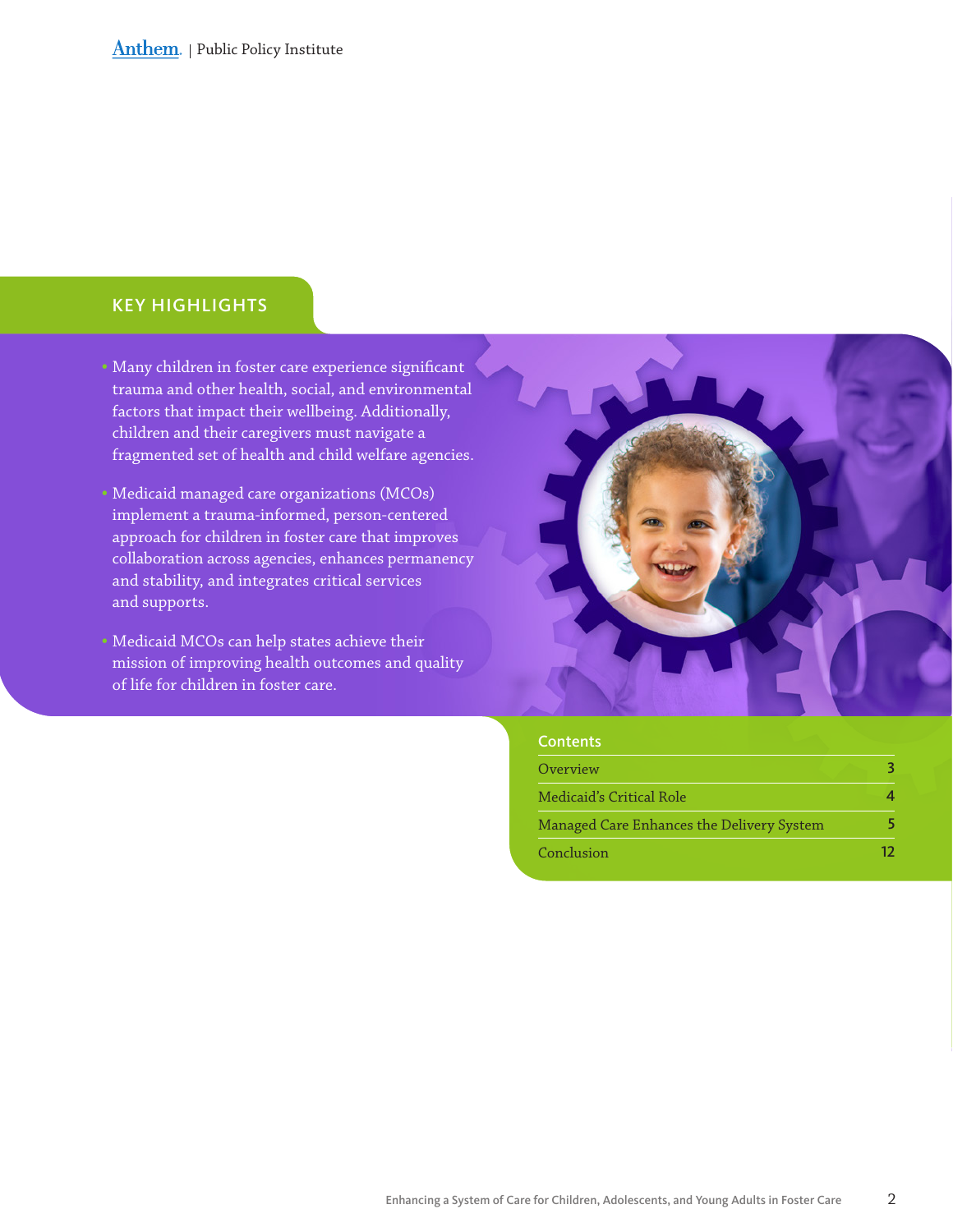## KEY HIGHLIGHTS

- Many children in foster care experience significant trauma and other health, social, and environmental factors that impact their wellbeing. Additionally, children and their caregivers must navigate a fragmented set of health and child welfare agencies.
- Medicaid managed care organizations (MCOs) implement a trauma-informed, person-centered approach for children in foster care that improves collaboration across agencies, enhances permanency and stability, and integrates critical services and supports.
- Medicaid MCOs can help states achieve their mission of improving health outcomes and quality of life for children in foster care.

### Contents

| Section | Page |
| --- | --- |
| Overview | 3 |
| Medicaid's Critical Role | 4 |
| Managed Care Enhances the Delivery System | 5 |
| Conclusion | 12 |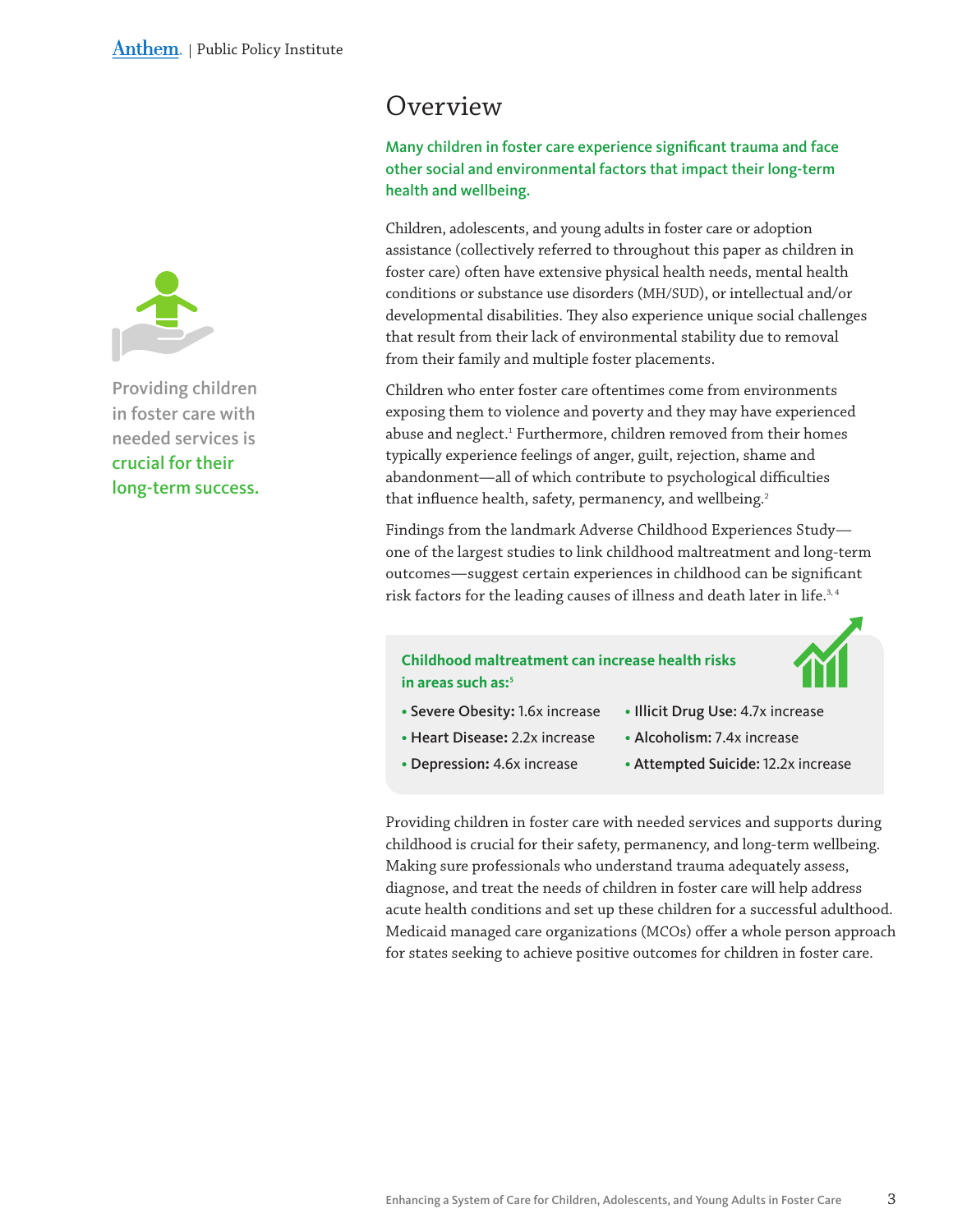# Overview

**Many children in foster care experience significant trauma and face other social and environmental factors that impact their long-term health and wellbeing.**

Providing children in foster care with needed services is **crucial for their long-term success.**

Children, adolescents, and young adults in foster care or adoption assistance (collectively referred to throughout this paper as children in foster care) often have extensive physical health needs, mental health conditions or substance use disorders (MH/SUD), or intellectual and/or developmental disabilities. They also experience unique social challenges that result from their lack of environmental stability due to removal from their family and multiple foster placements.

Children who enter foster care oftentimes come from environments exposing them to violence and poverty and they may have experienced abuse and neglect.[1] Furthermore, children removed from their homes typically experience feelings of anger, guilt, rejection, shame and abandonment—all of which contribute to psychological difficulties that influence health, safety, permanency, and wellbeing.[2]

Findings from the landmark Adverse Childhood Experiences Study—one of the largest studies to link childhood maltreatment and long-term outcomes—suggest certain experiences in childhood can be significant risk factors for the leading causes of illness and death later in life.[3, 4]

**Childhood maltreatment can increase health risks in areas such as:**[5]

- **Severe Obesity:** 1.6x increase
- **Heart Disease:** 2.2x increase
- **Depression:** 4.6x increase
- **Illicit Drug Use:** 4.7x increase
- **Alcoholism:** 7.4x increase
- **Attempted Suicide:** 12.2x increase

Providing children in foster care with needed services and supports during childhood is crucial for their safety, permanency, and long-term wellbeing. Making sure professionals who understand trauma adequately assess, diagnose, and treat the needs of children in foster care will help address acute health conditions and set up these children for a successful adulthood. Medicaid managed care organizations (MCOs) offer a whole person approach for states seeking to achieve positive outcomes for children in foster care.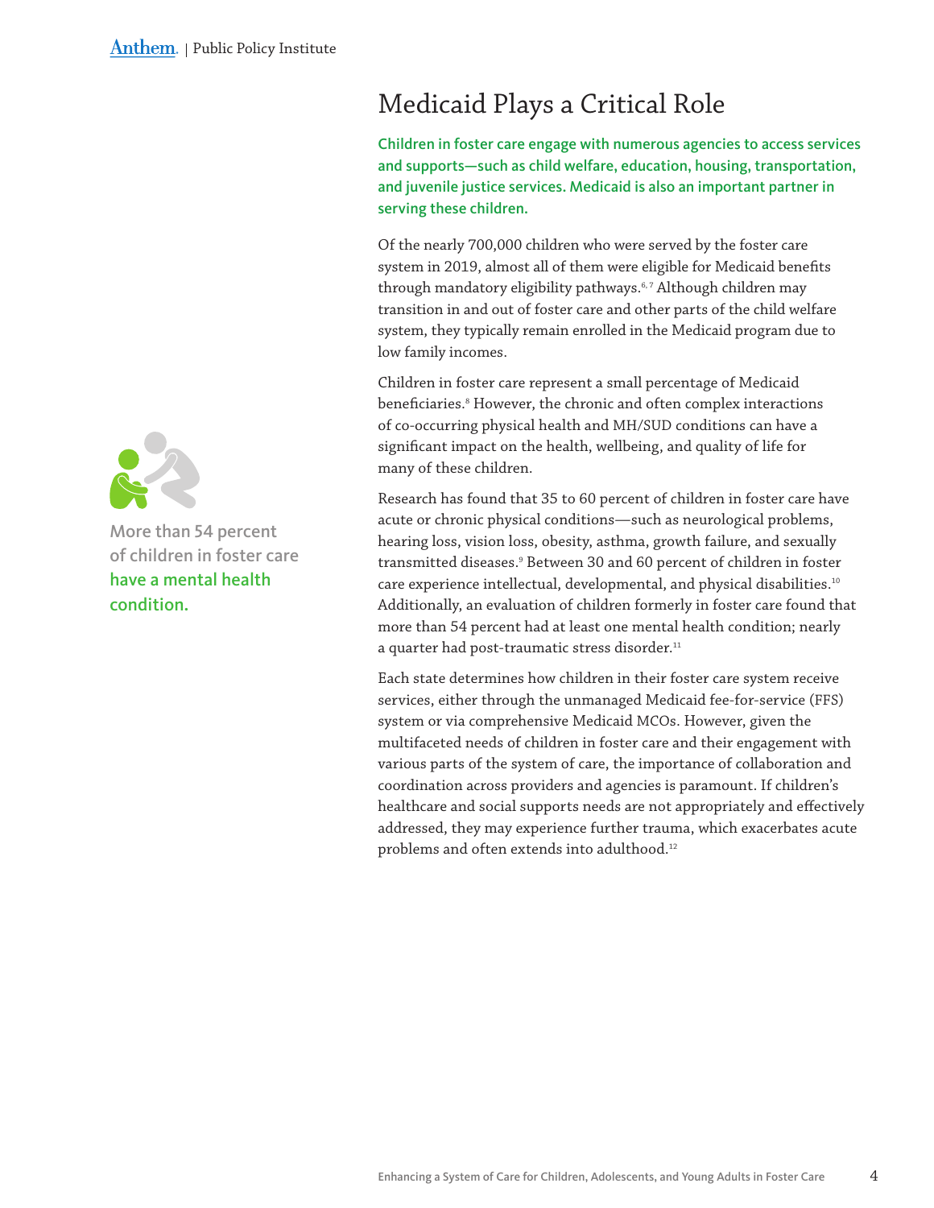# Medicaid Plays a Critical Role

**Children in foster care engage with numerous agencies to access services and supports—such as child welfare, education, housing, transportation, and juvenile justice services. Medicaid is also an important partner in serving these children.**

Of the nearly 700,000 children who were served by the foster care system in 2019, almost all of them were eligible for Medicaid benefits through mandatory eligibility pathways.[6, 7] Although children may transition in and out of foster care and other parts of the child welfare system, they typically remain enrolled in the Medicaid program due to low family incomes.

Children in foster care represent a small percentage of Medicaid beneficiaries.[8] However, the chronic and often complex interactions of co-occurring physical health and MH/SUD conditions can have a significant impact on the health, wellbeing, and quality of life for many of these children.

More than 54 percent of children in foster care **have a mental health condition.**

Research has found that 35 to 60 percent of children in foster care have acute or chronic physical conditions—such as neurological problems, hearing loss, vision loss, obesity, asthma, growth failure, and sexually transmitted diseases.[9] Between 30 and 60 percent of children in foster care experience intellectual, developmental, and physical disabilities.[10] Additionally, an evaluation of children formerly in foster care found that more than 54 percent had at least one mental health condition; nearly a quarter had post-traumatic stress disorder.[11]

Each state determines how children in their foster care system receive services, either through the unmanaged Medicaid fee-for-service (FFS) system or via comprehensive Medicaid MCOs. However, given the multifaceted needs of children in foster care and their engagement with various parts of the system of care, the importance of collaboration and coordination across providers and agencies is paramount. If children's healthcare and social supports needs are not appropriately and effectively addressed, they may experience further trauma, which exacerbates acute problems and often extends into adulthood.[12]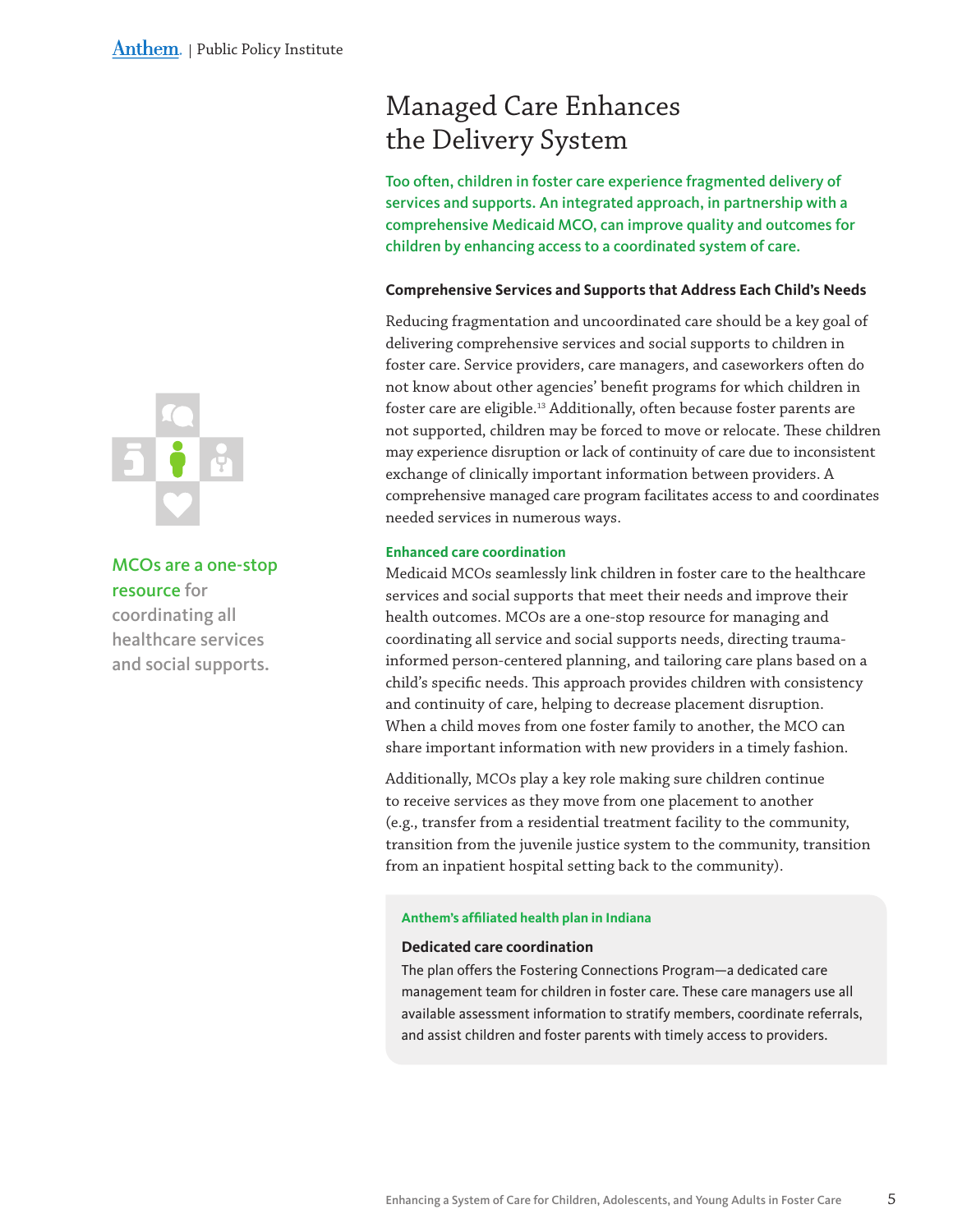# Managed Care Enhances the Delivery System

**Too often, children in foster care experience fragmented delivery of services and supports. An integrated approach, in partnership with a comprehensive Medicaid MCO, can improve quality and outcomes for children by enhancing access to a coordinated system of care.**

MCOs are a one-stop resource for coordinating all healthcare services and social supports.

### Comprehensive Services and Supports that Address Each Child's Needs

Reducing fragmentation and uncoordinated care should be a key goal of delivering comprehensive services and social supports to children in foster care. Service providers, care managers, and caseworkers often do not know about other agencies' benefit programs for which children in foster care are eligible.[13] Additionally, often because foster parents are not supported, children may be forced to move or relocate. These children may experience disruption or lack of continuity of care due to inconsistent exchange of clinically important information between providers. A comprehensive managed care program facilitates access to and coordinates needed services in numerous ways.

#### Enhanced care coordination

Medicaid MCOs seamlessly link children in foster care to the healthcare services and social supports that meet their needs and improve their health outcomes. MCOs are a one-stop resource for managing and coordinating all service and social supports needs, directing trauma-informed person-centered planning, and tailoring care plans based on a child's specific needs. This approach provides children with consistency and continuity of care, helping to decrease placement disruption. When a child moves from one foster family to another, the MCO can share important information with new providers in a timely fashion.

Additionally, MCOs play a key role making sure children continue to receive services as they move from one placement to another (e.g., transfer from a residential treatment facility to the community, transition from the juvenile justice system to the community, transition from an inpatient hospital setting back to the community).

> **Anthem's affiliated health plan in Indiana**
>
> **Dedicated care coordination**
>
> The plan offers the Fostering Connections Program—a dedicated care management team for children in foster care. These care managers use all available assessment information to stratify members, coordinate referrals, and assist children and foster parents with timely access to providers.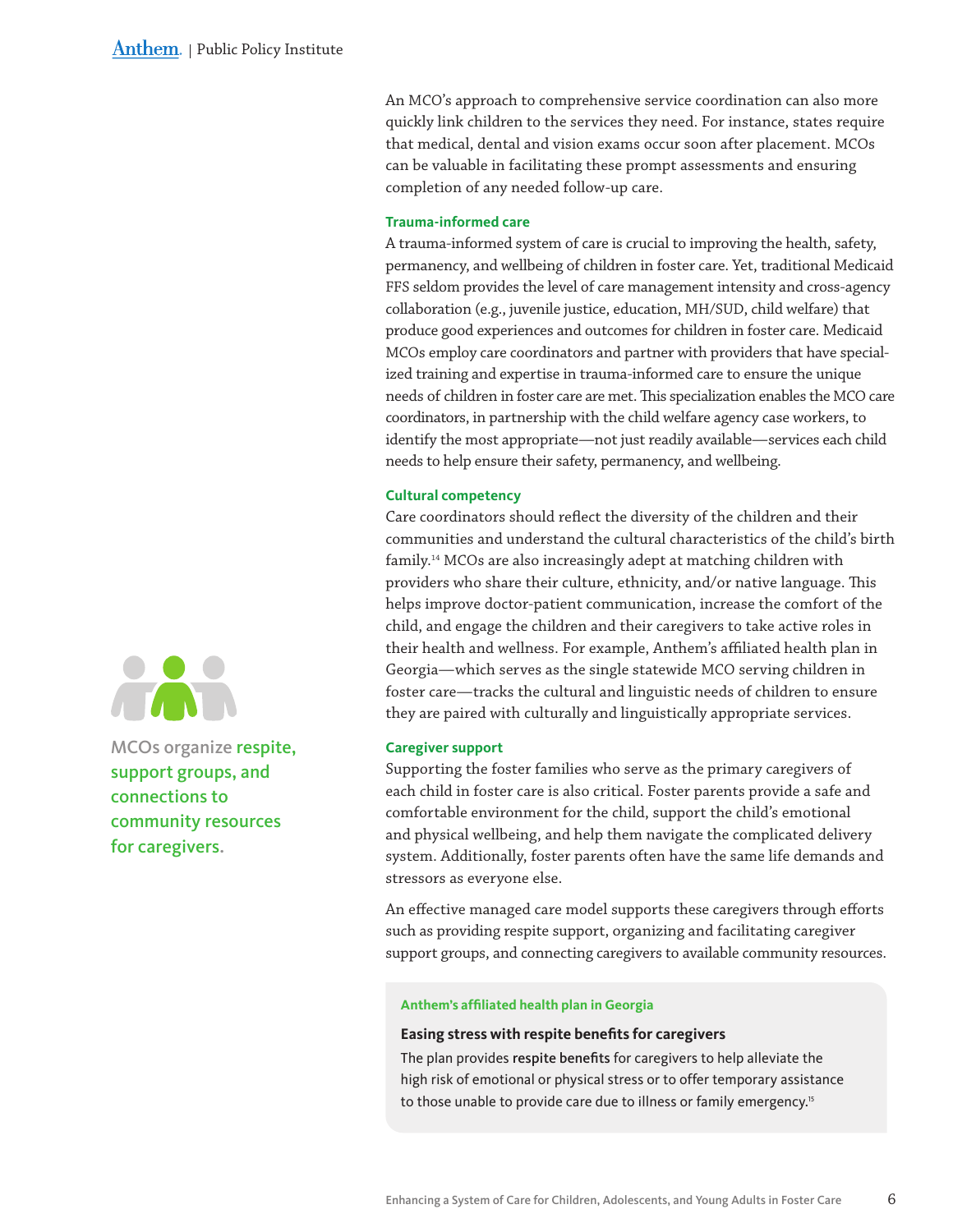An MCO's approach to comprehensive service coordination can also more quickly link children to the services they need. For instance, states require that medical, dental and vision exams occur soon after placement. MCOs can be valuable in facilitating these prompt assessments and ensuring completion of any needed follow-up care.

### Trauma-informed care

A trauma-informed system of care is crucial to improving the health, safety, permanency, and wellbeing of children in foster care. Yet, traditional Medicaid FFS seldom provides the level of care management intensity and cross-agency collaboration (e.g., juvenile justice, education, MH/SUD, child welfare) that produce good experiences and outcomes for children in foster care. Medicaid MCOs employ care coordinators and partner with providers that have specialized training and expertise in trauma-informed care to ensure the unique needs of children in foster care are met. This specialization enables the MCO care coordinators, in partnership with the child welfare agency case workers, to identify the most appropriate—not just readily available—services each child needs to help ensure their safety, permanency, and wellbeing.

### Cultural competency

Care coordinators should reflect the diversity of the children and their communities and understand the cultural characteristics of the child's birth family.[14] MCOs are also increasingly adept at matching children with providers who share their culture, ethnicity, and/or native language. This helps improve doctor-patient communication, increase the comfort of the child, and engage the children and their caregivers to take active roles in their health and wellness. For example, Anthem's affiliated health plan in Georgia—which serves as the single statewide MCO serving children in foster care—tracks the cultural and linguistic needs of children to ensure they are paired with culturally and linguistically appropriate services.

### Caregiver support

Supporting the foster families who serve as the primary caregivers of each child in foster care is also critical. Foster parents provide a safe and comfortable environment for the child, support the child's emotional and physical wellbeing, and help them navigate the complicated delivery system. Additionally, foster parents often have the same life demands and stressors as everyone else.

An effective managed care model supports these caregivers through efforts such as providing respite support, organizing and facilitating caregiver support groups, and connecting caregivers to available community resources.

MCOs organize **respite, support groups, and connections to community resources for caregivers.**

> **Anthem's affiliated health plan in Georgia**
>
> **Easing stress with respite benefits for caregivers**
>
> The plan provides **respite benefits** for caregivers to help alleviate the high risk of emotional or physical stress or to offer temporary assistance to those unable to provide care due to illness or family emergency.[15]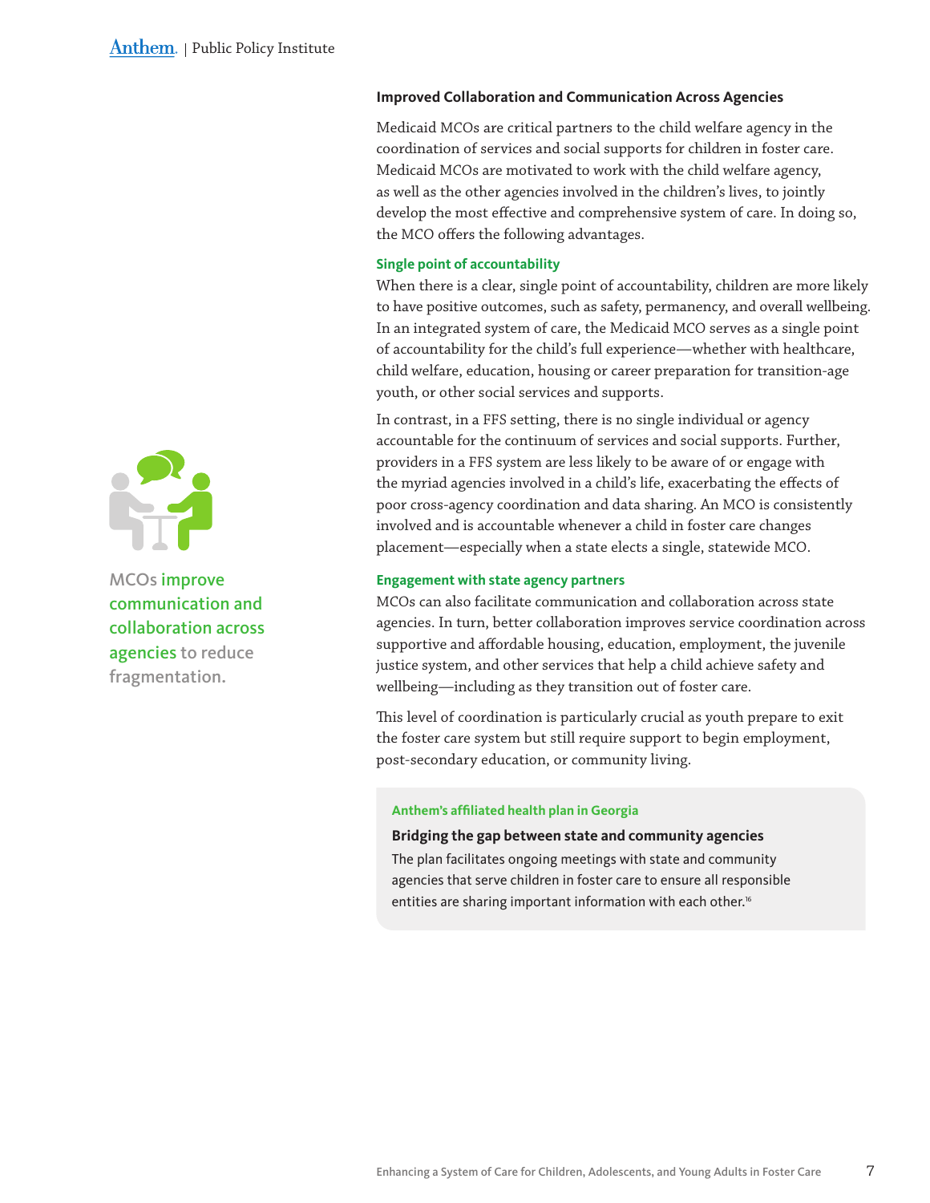## Improved Collaboration and Communication Across Agencies

Medicaid MCOs are critical partners to the child welfare agency in the coordination of services and social supports for children in foster care. Medicaid MCOs are motivated to work with the child welfare agency, as well as the other agencies involved in the children's lives, to jointly develop the most effective and comprehensive system of care. In doing so, the MCO offers the following advantages.

### Single point of accountability

When there is a clear, single point of accountability, children are more likely to have positive outcomes, such as safety, permanency, and overall wellbeing. In an integrated system of care, the Medicaid MCO serves as a single point of accountability for the child's full experience—whether with healthcare, child welfare, education, housing or career preparation for transition-age youth, or other social services and supports.

In contrast, in a FFS setting, there is no single individual or agency accountable for the continuum of services and social supports. Further, providers in a FFS system are less likely to be aware of or engage with the myriad agencies involved in a child's life, exacerbating the effects of poor cross-agency coordination and data sharing. An MCO is consistently involved and is accountable whenever a child in foster care changes placement—especially when a state elects a single, statewide MCO.

**MCOs improve communication and collaboration across agencies to reduce fragmentation.**

### Engagement with state agency partners

MCOs can also facilitate communication and collaboration across state agencies. In turn, better collaboration improves service coordination across supportive and affordable housing, education, employment, the juvenile justice system, and other services that help a child achieve safety and wellbeing—including as they transition out of foster care.

This level of coordination is particularly crucial as youth prepare to exit the foster care system but still require support to begin employment, post-secondary education, or community living.

> **Anthem's affiliated health plan in Georgia**
>
> **Bridging the gap between state and community agencies**
>
> The plan facilitates ongoing meetings with state and community agencies that serve children in foster care to ensure all responsible entities are sharing important information with each other.[16]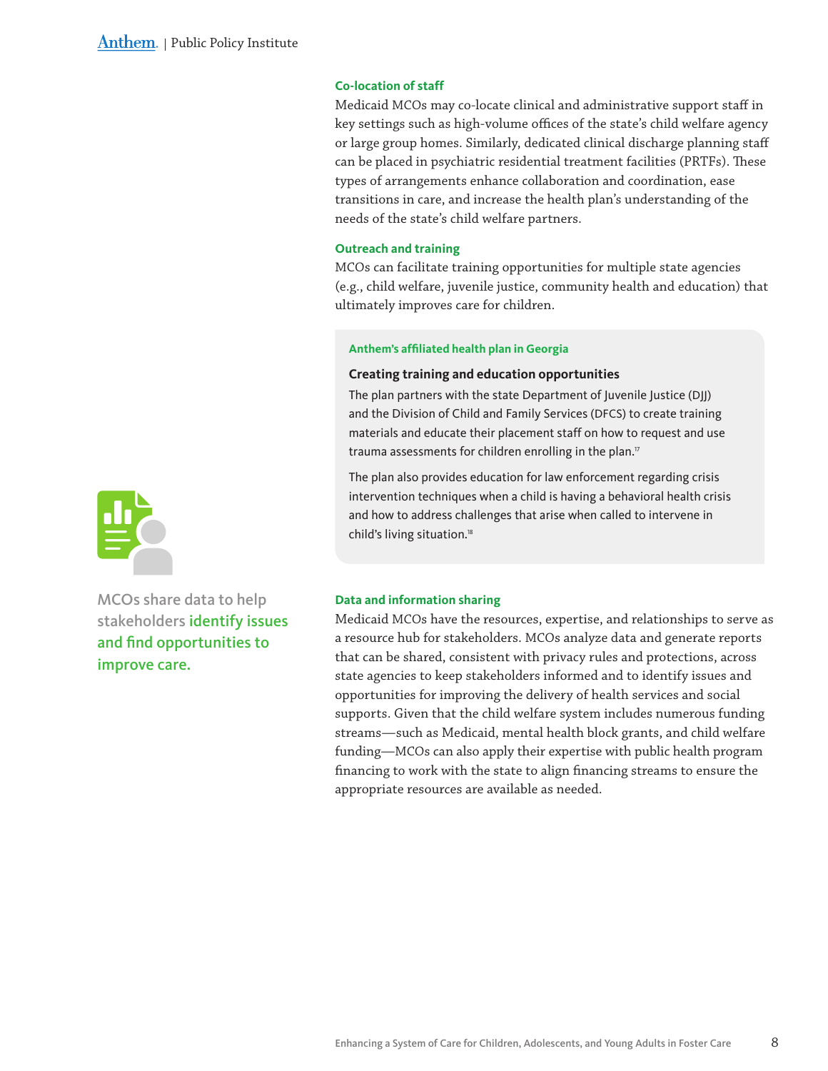### Co-location of staff

Medicaid MCOs may co-locate clinical and administrative support staff in key settings such as high-volume offices of the state's child welfare agency or large group homes. Similarly, dedicated clinical discharge planning staff can be placed in psychiatric residential treatment facilities (PRTFs). These types of arrangements enhance collaboration and coordination, ease transitions in care, and increase the health plan's understanding of the needs of the state's child welfare partners.

### Outreach and training

MCOs can facilitate training opportunities for multiple state agencies (e.g., child welfare, juvenile justice, community health and education) that ultimately improves care for children.

> **Anthem's affiliated health plan in Georgia**
>
> **Creating training and education opportunities**
>
> The plan partners with the state Department of Juvenile Justice (DJJ) and the Division of Child and Family Services (DFCS) to create training materials and educate their placement staff on how to request and use trauma assessments for children enrolling in the plan.[17]
>
> The plan also provides education for law enforcement regarding crisis intervention techniques when a child is having a behavioral health crisis and how to address challenges that arise when called to intervene in child's living situation.[18]

MCOs share data to help stakeholders **identify issues and find opportunities to improve care.**

### Data and information sharing

Medicaid MCOs have the resources, expertise, and relationships to serve as a resource hub for stakeholders. MCOs analyze data and generate reports that can be shared, consistent with privacy rules and protections, across state agencies to keep stakeholders informed and to identify issues and opportunities for improving the delivery of health services and social supports. Given that the child welfare system includes numerous funding streams—such as Medicaid, mental health block grants, and child welfare funding—MCOs can also apply their expertise with public health program financing to work with the state to align financing streams to ensure the appropriate resources are available as needed.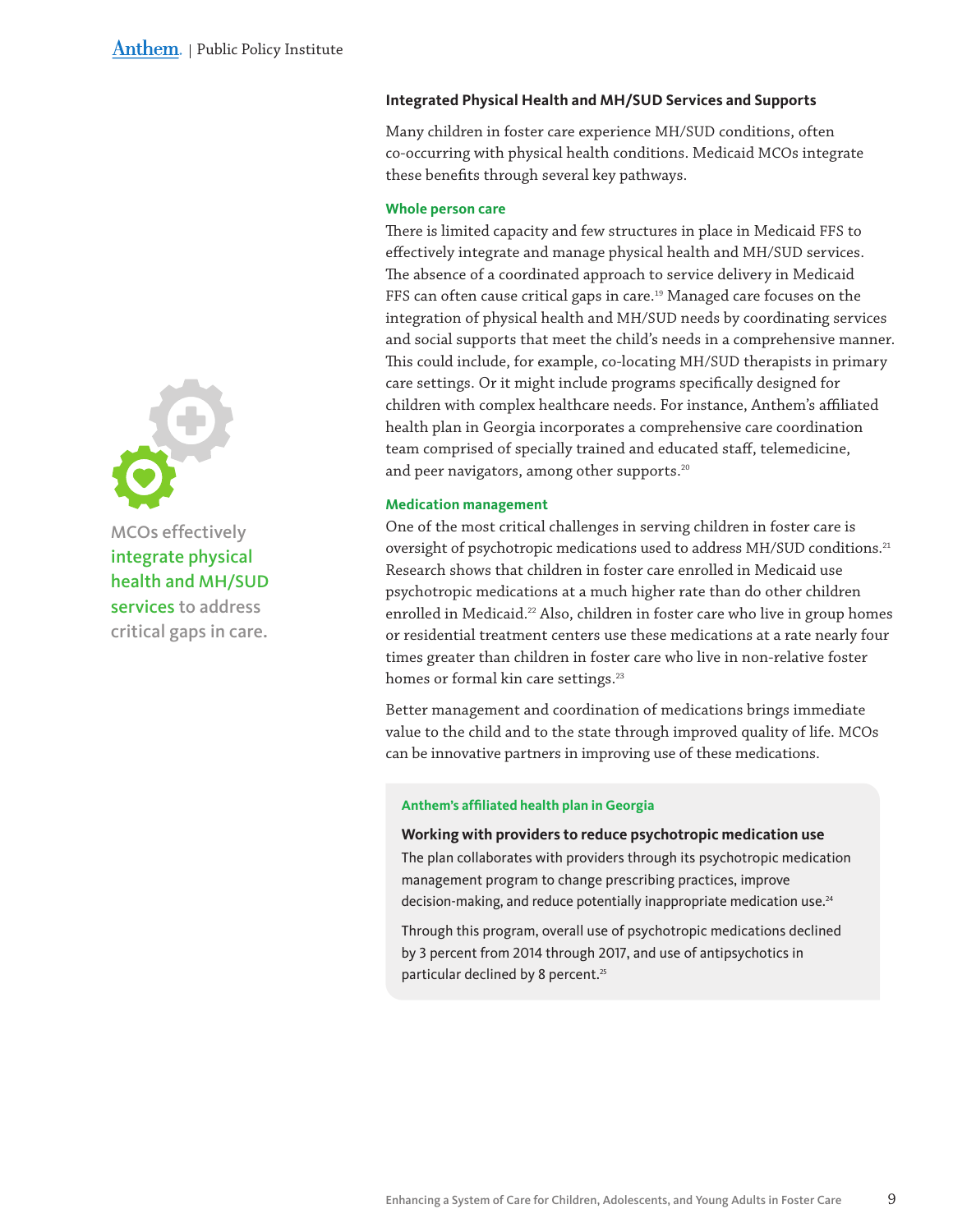MCOs effectively **integrate physical health and MH/SUD services** to address critical gaps in care.

## Integrated Physical Health and MH/SUD Services and Supports

Many children in foster care experience MH/SUD conditions, often co-occurring with physical health conditions. Medicaid MCOs integrate these benefits through several key pathways.

### Whole person care

There is limited capacity and few structures in place in Medicaid FFS to effectively integrate and manage physical health and MH/SUD services. The absence of a coordinated approach to service delivery in Medicaid FFS can often cause critical gaps in care.[19] Managed care focuses on the integration of physical health and MH/SUD needs by coordinating services and social supports that meet the child's needs in a comprehensive manner. This could include, for example, co-locating MH/SUD therapists in primary care settings. Or it might include programs specifically designed for children with complex healthcare needs. For instance, Anthem's affiliated health plan in Georgia incorporates a comprehensive care coordination team comprised of specially trained and educated staff, telemedicine, and peer navigators, among other supports.[20]

### Medication management

One of the most critical challenges in serving children in foster care is oversight of psychotropic medications used to address MH/SUD conditions.[21] Research shows that children in foster care enrolled in Medicaid use psychotropic medications at a much higher rate than do other children enrolled in Medicaid.[22] Also, children in foster care who live in group homes or residential treatment centers use these medications at a rate nearly four times greater than children in foster care who live in non-relative foster homes or formal kin care settings.[23]

Better management and coordination of medications brings immediate value to the child and to the state through improved quality of life. MCOs can be innovative partners in improving use of these medications.

**Anthem's affiliated health plan in Georgia**

**Working with providers to reduce psychotropic medication use**

The plan collaborates with providers through its psychotropic medication management program to change prescribing practices, improve decision-making, and reduce potentially inappropriate medication use.[24]

Through this program, overall use of psychotropic medications declined by 3 percent from 2014 through 2017, and use of antipsychotics in particular declined by 8 percent.[25]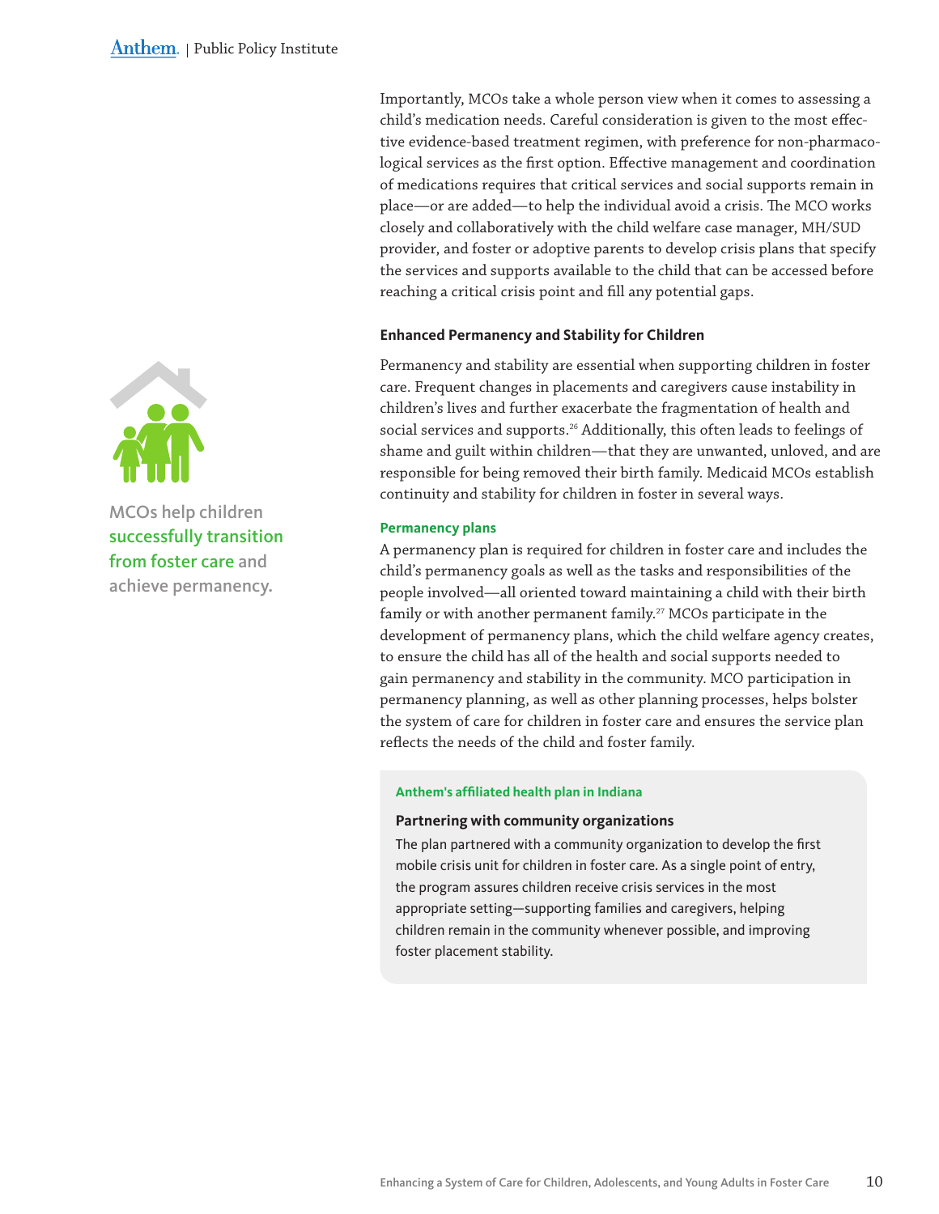MCOs help children successfully transition from foster care and achieve permanency.

Importantly, MCOs take a whole person view when it comes to assessing a child's medication needs. Careful consideration is given to the most effective evidence-based treatment regimen, with preference for non-pharmacological services as the first option. Effective management and coordination of medications requires that critical services and social supports remain in place—or are added—to help the individual avoid a crisis. The MCO works closely and collaboratively with the child welfare case manager, MH/SUD provider, and foster or adoptive parents to develop crisis plans that specify the services and supports available to the child that can be accessed before reaching a critical crisis point and fill any potential gaps.

### Enhanced Permanency and Stability for Children

Permanency and stability are essential when supporting children in foster care. Frequent changes in placements and caregivers cause instability in children's lives and further exacerbate the fragmentation of health and social services and supports.[26] Additionally, this often leads to feelings of shame and guilt within children—that they are unwanted, unloved, and are responsible for being removed their birth family. Medicaid MCOs establish continuity and stability for children in foster in several ways.

#### Permanency plans

A permanency plan is required for children in foster care and includes the child's permanency goals as well as the tasks and responsibilities of the people involved—all oriented toward maintaining a child with their birth family or with another permanent family.[27] MCOs participate in the development of permanency plans, which the child welfare agency creates, to ensure the child has all of the health and social supports needed to gain permanency and stability in the community. MCO participation in permanency planning, as well as other planning processes, helps bolster the system of care for children in foster care and ensures the service plan reflects the needs of the child and foster family.

**Anthem's affiliated health plan in Indiana**

**Partnering with community organizations**

The plan partnered with a community organization to develop the first mobile crisis unit for children in foster care. As a single point of entry, the program assures children receive crisis services in the most appropriate setting—supporting families and caregivers, helping children remain in the community whenever possible, and improving foster placement stability.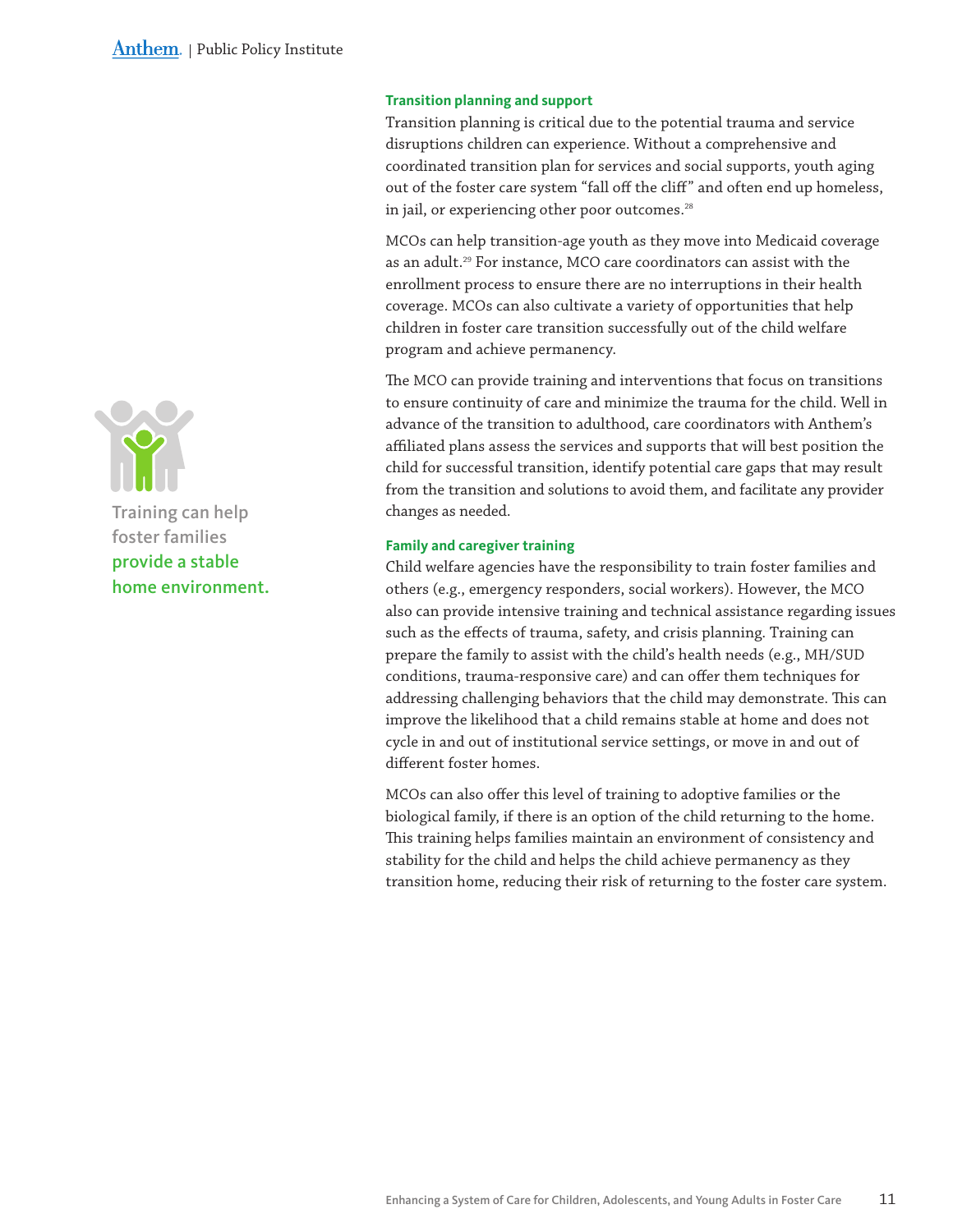Training can help foster families **provide a stable home environment.**

### Transition planning and support

Transition planning is critical due to the potential trauma and service disruptions children can experience. Without a comprehensive and coordinated transition plan for services and social supports, youth aging out of the foster care system "fall off the cliff" and often end up homeless, in jail, or experiencing other poor outcomes.[28]

MCOs can help transition-age youth as they move into Medicaid coverage as an adult.[29] For instance, MCO care coordinators can assist with the enrollment process to ensure there are no interruptions in their health coverage. MCOs can also cultivate a variety of opportunities that help children in foster care transition successfully out of the child welfare program and achieve permanency.

The MCO can provide training and interventions that focus on transitions to ensure continuity of care and minimize the trauma for the child. Well in advance of the transition to adulthood, care coordinators with Anthem's affiliated plans assess the services and supports that will best position the child for successful transition, identify potential care gaps that may result from the transition and solutions to avoid them, and facilitate any provider changes as needed.

### Family and caregiver training

Child welfare agencies have the responsibility to train foster families and others (e.g., emergency responders, social workers). However, the MCO also can provide intensive training and technical assistance regarding issues such as the effects of trauma, safety, and crisis planning. Training can prepare the family to assist with the child's health needs (e.g., MH/SUD conditions, trauma-responsive care) and can offer them techniques for addressing challenging behaviors that the child may demonstrate. This can improve the likelihood that a child remains stable at home and does not cycle in and out of institutional service settings, or move in and out of different foster homes.

MCOs can also offer this level of training to adoptive families or the biological family, if there is an option of the child returning to the home. This training helps families maintain an environment of consistency and stability for the child and helps the child achieve permanency as they transition home, reducing their risk of returning to the foster care system.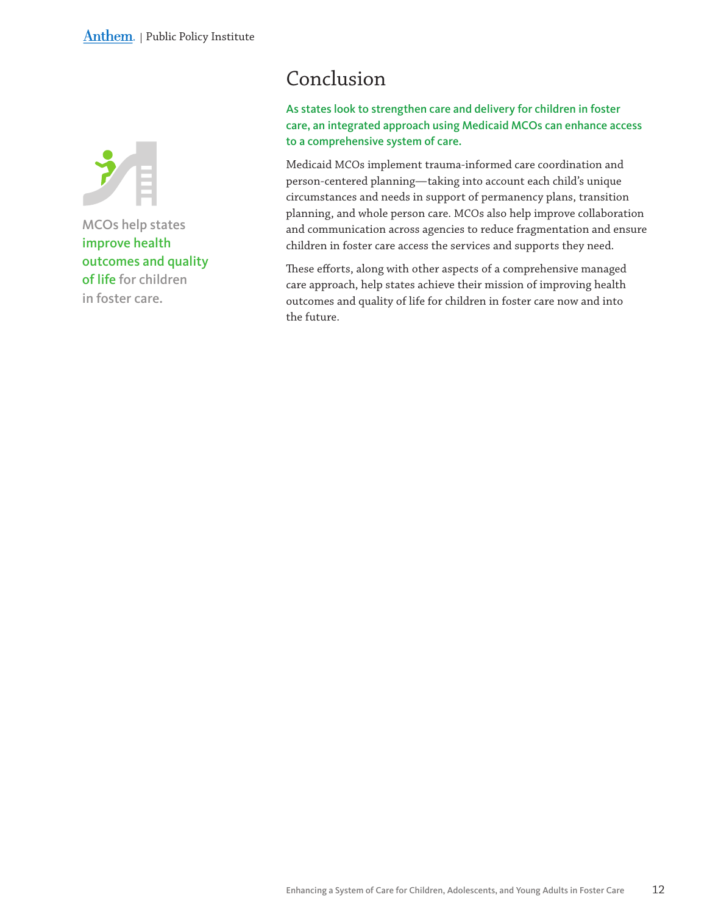MCOs help states **improve health outcomes and quality of life** for children in foster care.

## Conclusion

**As states look to strengthen care and delivery for children in foster care, an integrated approach using Medicaid MCOs can enhance access to a comprehensive system of care.**

Medicaid MCOs implement trauma-informed care coordination and person-centered planning—taking into account each child's unique circumstances and needs in support of permanency plans, transition planning, and whole person care. MCOs also help improve collaboration and communication across agencies to reduce fragmentation and ensure children in foster care access the services and supports they need.

These efforts, along with other aspects of a comprehensive managed care approach, help states achieve their mission of improving health outcomes and quality of life for children in foster care now and into the future.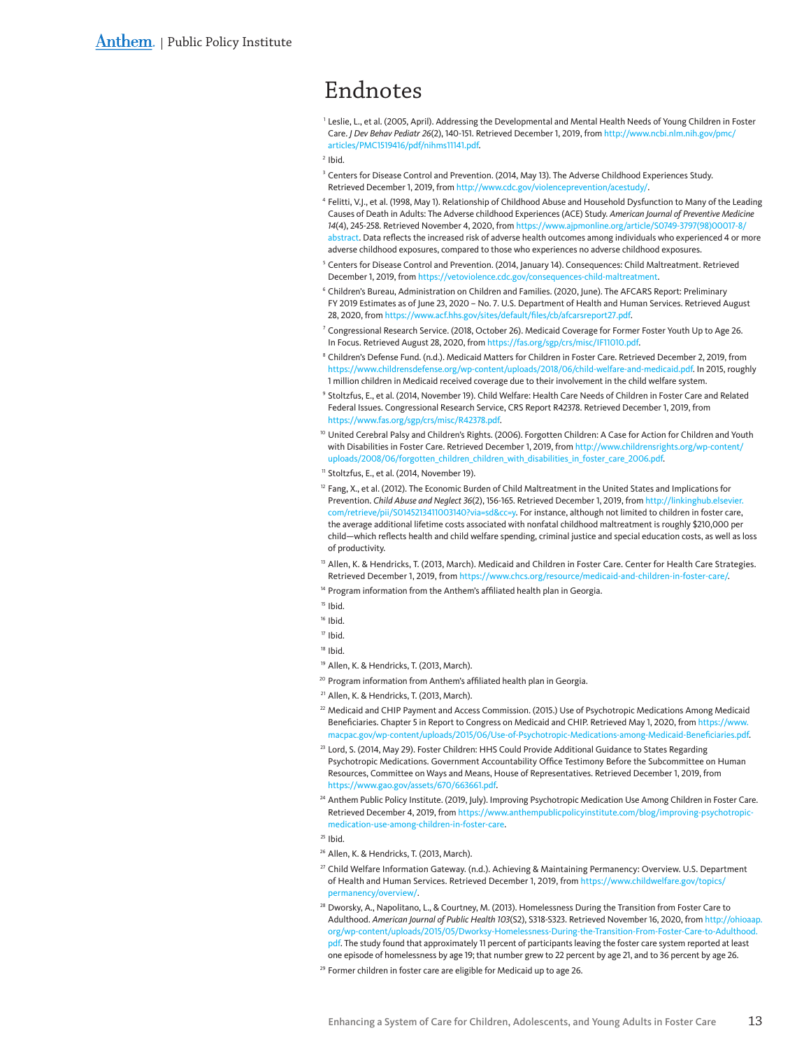# Endnotes

[1] Leslie, L., et al. (2005, April). Addressing the Developmental and Mental Health Needs of Young Children in Foster Care. *J Dev Behav Pediatr 26*(2), 140-151. Retrieved December 1, 2019, from http://www.ncbi.nlm.nih.gov/pmc/articles/PMC1519416/pdf/nihms11141.pdf.

[2] Ibid.

[3] Centers for Disease Control and Prevention. (2014, May 13). The Adverse Childhood Experiences Study. Retrieved December 1, 2019, from http://www.cdc.gov/violenceprevention/acestudy/.

[4] Felitti, V.J., et al. (1998, May 1). Relationship of Childhood Abuse and Household Dysfunction to Many of the Leading Causes of Death in Adults: The Adverse childhood Experiences (ACE) Study. *American Journal of Preventive Medicine 14*(4), 245-258. Retrieved November 4, 2020, from https://www.ajpmonline.org/article/S0749-3797(98)00017-8/abstract. Data reflects the increased risk of adverse health outcomes among individuals who experienced 4 or more adverse childhood exposures, compared to those who experiences no adverse childhood exposures.

[5] Centers for Disease Control and Prevention. (2014, January 14). Consequences: Child Maltreatment. Retrieved December 1, 2019, from https://vetoviolence.cdc.gov/consequences-child-maltreatment.

[6] Children's Bureau, Administration on Children and Families. (2020, June). The AFCARS Report: Preliminary FY 2019 Estimates as of June 23, 2020 – No. 7. U.S. Department of Health and Human Services. Retrieved August 28, 2020, from https://www.acf.hhs.gov/sites/default/files/cb/afcarsreport27.pdf.

[7] Congressional Research Service. (2018, October 26). Medicaid Coverage for Former Foster Youth Up to Age 26. In Focus. Retrieved August 28, 2020, from https://fas.org/sgp/crs/misc/IF11010.pdf.

[8] Children's Defense Fund. (n.d.). Medicaid Matters for Children in Foster Care. Retrieved December 2, 2019, from https://www.childrensdefense.org/wp-content/uploads/2018/06/child-welfare-and-medicaid.pdf. In 2015, roughly 1 million children in Medicaid received coverage due to their involvement in the child welfare system.

[9] Stoltzfus, E., et al. (2014, November 19). Child Welfare: Health Care Needs of Children in Foster Care and Related Federal Issues. Congressional Research Service, CRS Report R42378. Retrieved December 1, 2019, from https://www.fas.org/sgp/crs/misc/R42378.pdf.

[10] United Cerebral Palsy and Children's Rights. (2006). Forgotten Children: A Case for Action for Children and Youth with Disabilities in Foster Care. Retrieved December 1, 2019, from http://www.childrensrights.org/wp-content/uploads/2008/06/forgotten_children_children_with_disabilities_in_foster_care_2006.pdf.

[11] Stoltzfus, E., et al. (2014, November 19).

[12] Fang, X., et al. (2012). The Economic Burden of Child Maltreatment in the United States and Implications for Prevention. *Child Abuse and Neglect 36*(2), 156-165. Retrieved December 1, 2019, from http://linkinghub.elsevier.com/retrieve/pii/S0145213411003140?via=sd&cc=y. For instance, although not limited to children in foster care, the average additional lifetime costs associated with nonfatal childhood maltreatment is roughly $210,000 per child—which reflects health and child welfare spending, criminal justice and special education costs, as well as loss of productivity.

[13] Allen, K. & Hendricks, T. (2013, March). Medicaid and Children in Foster Care. Center for Health Care Strategies. Retrieved December 1, 2019, from https://www.chcs.org/resource/medicaid-and-children-in-foster-care/.

[14] Program information from the Anthem's affiliated health plan in Georgia.

[15] Ibid.

[16] Ibid.

[17] Ibid.

[18] Ibid.

[19] Allen, K. & Hendricks, T. (2013, March).

[20] Program information from Anthem's affiliated health plan in Georgia.

[21] Allen, K. & Hendricks, T. (2013, March).

[22] Medicaid and CHIP Payment and Access Commission. (2015.) Use of Psychotropic Medications Among Medicaid Beneficiaries. Chapter 5 in Report to Congress on Medicaid and CHIP. Retrieved May 1, 2020, from https://www.macpac.gov/wp-content/uploads/2015/06/Use-of-Psychotropic-Medications-among-Medicaid-Beneficiaries.pdf.

[23] Lord, S. (2014, May 29). Foster Children: HHS Could Provide Additional Guidance to States Regarding Psychotropic Medications. Government Accountability Office Testimony Before the Subcommittee on Human Resources, Committee on Ways and Means, House of Representatives. Retrieved December 1, 2019, from https://www.gao.gov/assets/670/663661.pdf.

[24] Anthem Public Policy Institute. (2019, July). Improving Psychotropic Medication Use Among Children in Foster Care. Retrieved December 4, 2019, from https://www.anthempublicpolicyinstitute.com/blog/improving-psychotropic-medication-use-among-children-in-foster-care.

[25] Ibid.

[26] Allen, K. & Hendricks, T. (2013, March).

[27] Child Welfare Information Gateway. (n.d.). Achieving & Maintaining Permanency: Overview. U.S. Department of Health and Human Services. Retrieved December 1, 2019, from https://www.childwelfare.gov/topics/permanency/overview/.

[28] Dworsky, A., Napolitano, L., & Courtney, M. (2013). Homelessness During the Transition from Foster Care to Adulthood. *American Journal of Public Health 103*(S2), S318-S323. Retrieved November 16, 2020, from http://ohioaap.org/wp-content/uploads/2015/05/Dworksy-Homelessness-During-the-Transition-From-Foster-Care-to-Adulthood.pdf. The study found that approximately 11 percent of participants leaving the foster care system reported at least one episode of homelessness by age 19; that number grew to 22 percent by age 21, and to 36 percent by age 26.

[29] Former children in foster care are eligible for Medicaid up to age 26.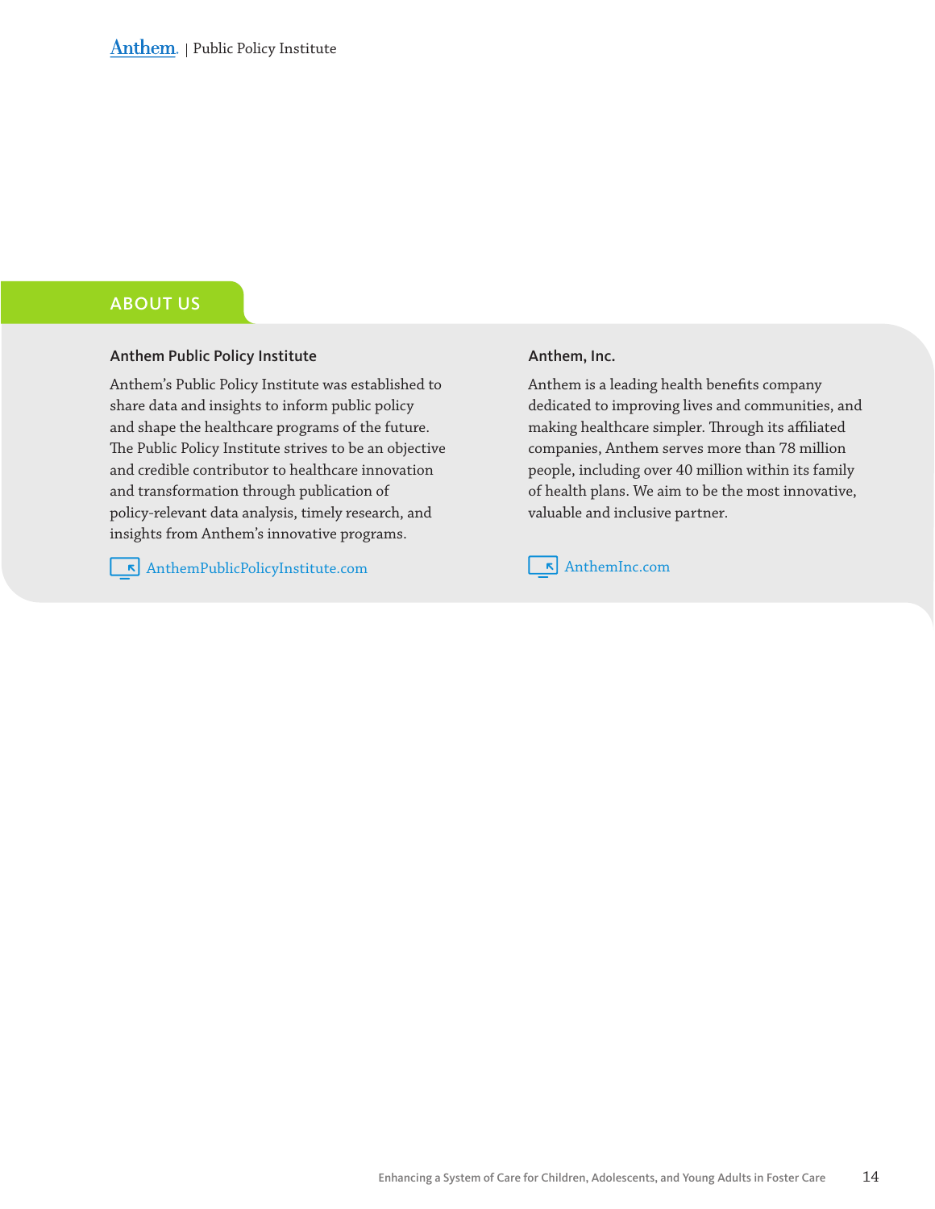## ABOUT US

### Anthem Public Policy Institute

Anthem's Public Policy Institute was established to share data and insights to inform public policy and shape the healthcare programs of the future. The Public Policy Institute strives to be an objective and credible contributor to healthcare innovation and transformation through publication of policy-relevant data analysis, timely research, and insights from Anthem's innovative programs.

AnthemPublicPolicyInstitute.com

### Anthem, Inc.

Anthem is a leading health benefits company dedicated to improving lives and communities, and making healthcare simpler. Through its affiliated companies, Anthem serves more than 78 million people, including over 40 million within its family of health plans. We aim to be the most innovative, valuable and inclusive partner.

AnthemInc.com